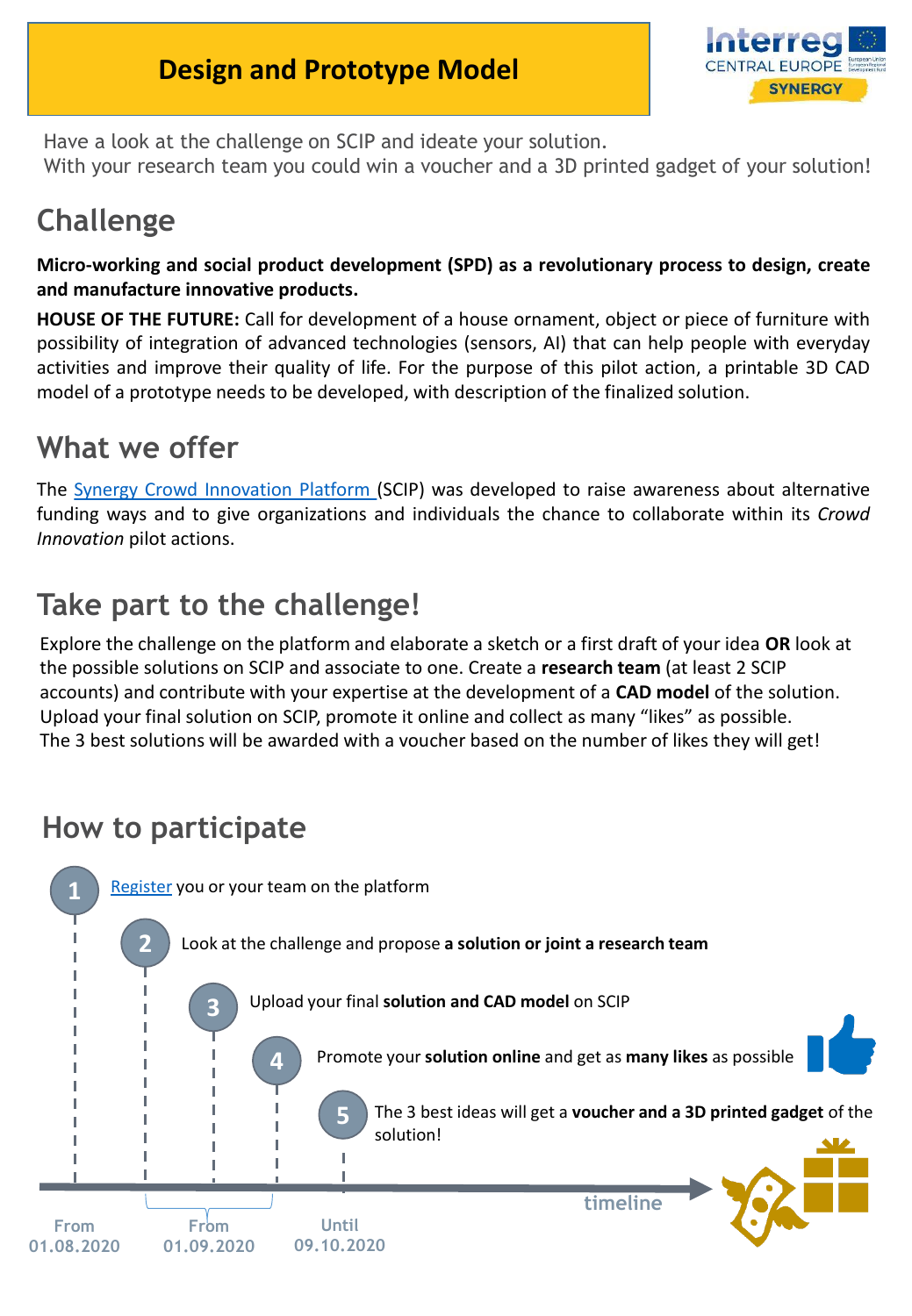# Design and Prototype Model

Interreg CENTRAL EUROPE SYNERGY

Have a look at the challenge on SCIP and ideate your solution.
With your research team you could win a voucher and a 3D printed gadget of your solution!

## Challenge

**Micro-working and social product development (SPD) as a revolutionary process to design, create and manufacture innovative products.**

**HOUSE OF THE FUTURE:** Call for development of a house ornament, object or piece of furniture with possibility of integration of advanced technologies (sensors, AI) that can help people with everyday activities and improve their quality of life. For the purpose of this pilot action, a printable 3D CAD model of a prototype needs to be developed, with description of the finalized solution.

## What we offer

The Synergy Crowd Innovation Platform (SCIP) was developed to raise awareness about alternative funding ways and to give organizations and individuals the chance to collaborate within its *Crowd Innovation* pilot actions.

## Take part to the challenge!

Explore the challenge on the platform and elaborate a sketch or a first draft of your idea **OR** look at the possible solutions on SCIP and associate to one. Create a **research team** (at least 2 SCIP accounts) and contribute with your expertise at the development of a **CAD model** of the solution.
Upload your final solution on SCIP, promote it online and collect as many "likes" as possible.
The 3 best solutions will be awarded with a voucher based on the number of likes they will get!

## How to participate

1. Register you or your team on the platform
2. Look at the challenge and propose **a solution or joint a research team**
3. Upload your final **solution and CAD model** on SCIP
4. Promote your **solution online** and get as **many likes** as possible
5. The 3 best ideas will get a **voucher and a 3D printed gadget** of the solution!

timeline

From 01.08.2020 | From 01.09.2020 | Until 09.10.2020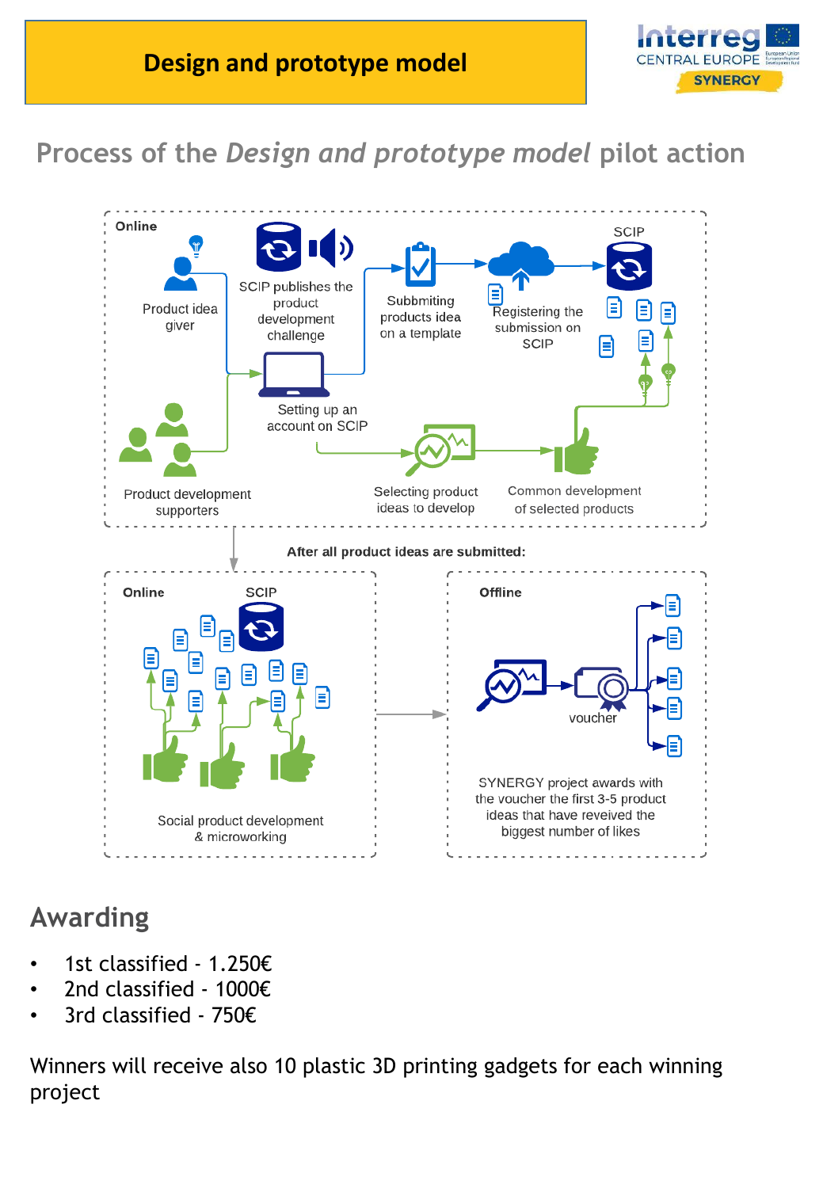# Design and prototype model

## Process of the *Design and prototype model* pilot action

**Online**

Product idea giver

SCIP publishes the product development challenge

Subbmiting products idea on a template

Registering the submission on SCIP

SCIP

Setting up an account on SCIP

Product development supporters

Selecting product ideas to develop

Common development of selected products

**After all product ideas are submitted:**

**Online** SCIP

Social product development & microworking

**Offline**

voucher

SYNERGY project awards with the voucher the first 3-5 product ideas that have reveived the biggest number of likes

## Awarding

- 1st classified - 1.250€
- 2nd classified - 1000€
- 3rd classified - 750€

Winners will receive also 10 plastic 3D printing gadgets for each winning project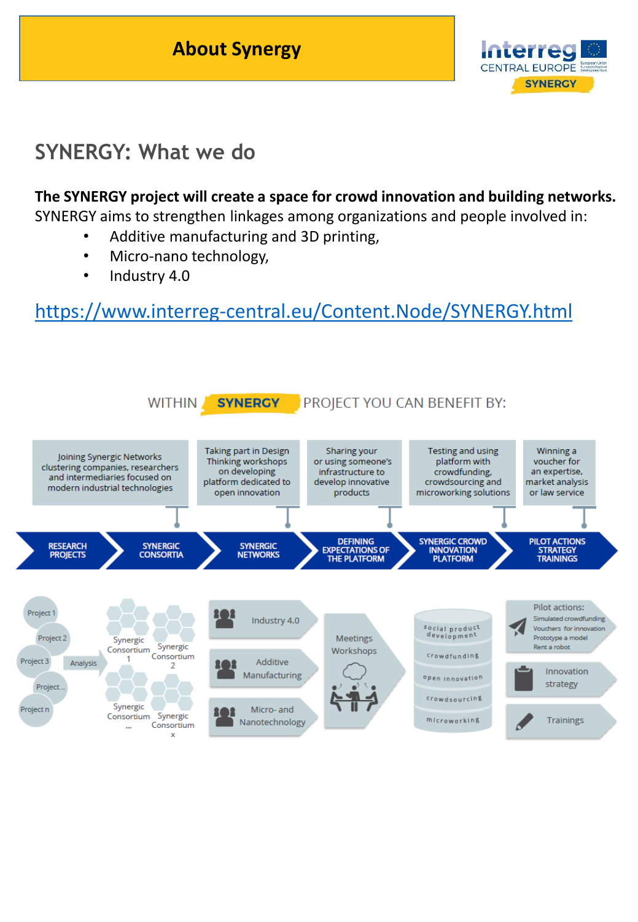# About Synergy

Interreg CENTRAL EUROPE SYNERGY

## SYNERGY: What we do

**The SYNERGY project will create a space for crowd innovation and building networks.**
SYNERGY aims to strengthen linkages among organizations and people involved in:

- Additive manufacturing and 3D printing,
- Micro-nano technology,
- Industry 4.0

https://www.interreg-central.eu/Content.Node/SYNERGY.html

WITHIN SYNERGY PROJECT YOU CAN BENEFIT BY:

Joining Synergic Networks clustering companies, researchers and intermediaries focused on modern industrial technologies

Taking part in Design Thinking workshops on developing platform dedicated to open innovation

Sharing your or using someone's infrastructure to develop innovative products

Testing and using platform with crowdfunding, crowdsourcing and microworking solutions

Winning a voucher for an expertise, market analysis or law service

RESEARCH PROJECTS

SYNERGIC CONSORTIA

SYNERGIC NETWORKS

DEFINING EXPECTATIONS OF THE PLATFORM

SYNERGIC CROWD INNOVATION PLATFORM

PILOT ACTIONS STRATEGY TRAININGS

Project 1
Project 2
Project 3
Project...
Project n
Analysis

Synergic Consortium 1
Synergic Consortium 2
Synergic Consortium ...
Synergic Consortium x

Industry 4.0
Additive Manufacturing
Micro- and Nanotechnology

Meetings
Workshops

social product development
crowdfunding
open innovation
crowdsourcing
microworking

Pilot actions:
Simulated crowdfunding
Vouchers for innovation
Prototype a model
Rent a robot

Innovation strategy

Trainings